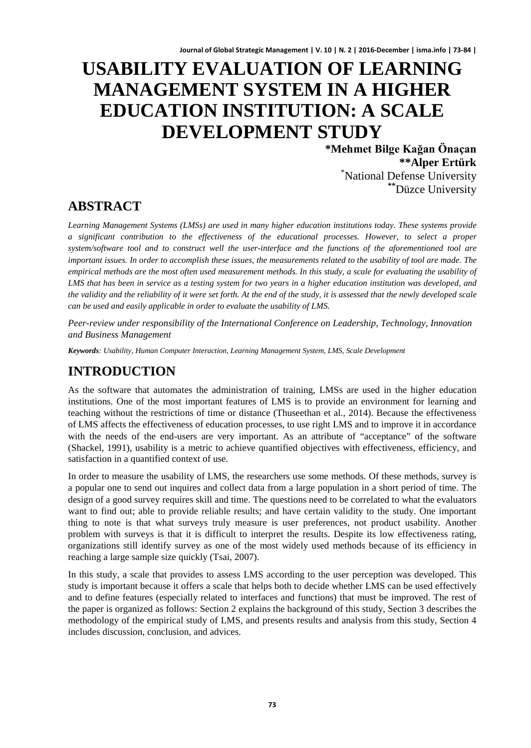# USABILITY EVALUATION OF LEARNING MANAGEMENT SYSTEM IN A HIGHER EDUCATION INSTITUTION: A SCALE DEVELOPMENT STUDY

**\*Mehmet Bilge Kağan Önaçan**
**\*\*Alper Ertürk**
[\*]National Defense University
[\*\*]Düzce University

## ABSTRACT

*Learning Management Systems (LMSs) are used in many higher education institutions today. These systems provide a significant contribution to the effectiveness of the educational processes. However, to select a proper system/software tool and to construct well the user-interface and the functions of the aforementioned tool are important issues. In order to accomplish these issues, the measurements related to the usability of tool are made. The empirical methods are the most often used measurement methods. In this study, a scale for evaluating the usability of LMS that has been in service as a testing system for two years in a higher education institution was developed, and the validity and the reliability of it were set forth. At the end of the study, it is assessed that the newly developed scale can be used and easily applicable in order to evaluate the usability of LMS.*

*Peer-review under responsibility of the International Conference on Leadership, Technology, Innovation and Business Management*

***Keywords**: Usability, Human Computer Interaction, Learning Management System, LMS, Scale Development*

## INTRODUCTION

As the software that automates the administration of training, LMSs are used in the higher education institutions. One of the most important features of LMS is to provide an environment for learning and teaching without the restrictions of time or distance (Thuseethan et al., 2014). Because the effectiveness of LMS affects the effectiveness of education processes, to use right LMS and to improve it in accordance with the needs of the end-users are very important. As an attribute of "acceptance" of the software (Shackel, 1991), usability is a metric to achieve quantified objectives with effectiveness, efficiency, and satisfaction in a quantified context of use.

In order to measure the usability of LMS, the researchers use some methods. Of these methods, survey is a popular one to send out inquires and collect data from a large population in a short period of time. The design of a good survey requires skill and time. The questions need to be correlated to what the evaluators want to find out; able to provide reliable results; and have certain validity to the study. One important thing to note is that what surveys truly measure is user preferences, not product usability. Another problem with surveys is that it is difficult to interpret the results. Despite its low effectiveness rating, organizations still identify survey as one of the most widely used methods because of its efficiency in reaching a large sample size quickly (Tsai, 2007).

In this study, a scale that provides to assess LMS according to the user perception was developed. This study is important because it offers a scale that helps both to decide whether LMS can be used effectively and to define features (especially related to interfaces and functions) that must be improved. The rest of the paper is organized as follows: Section 2 explains the background of this study, Section 3 describes the methodology of the empirical study of LMS, and presents results and analysis from this study, Section 4 includes discussion, conclusion, and advices.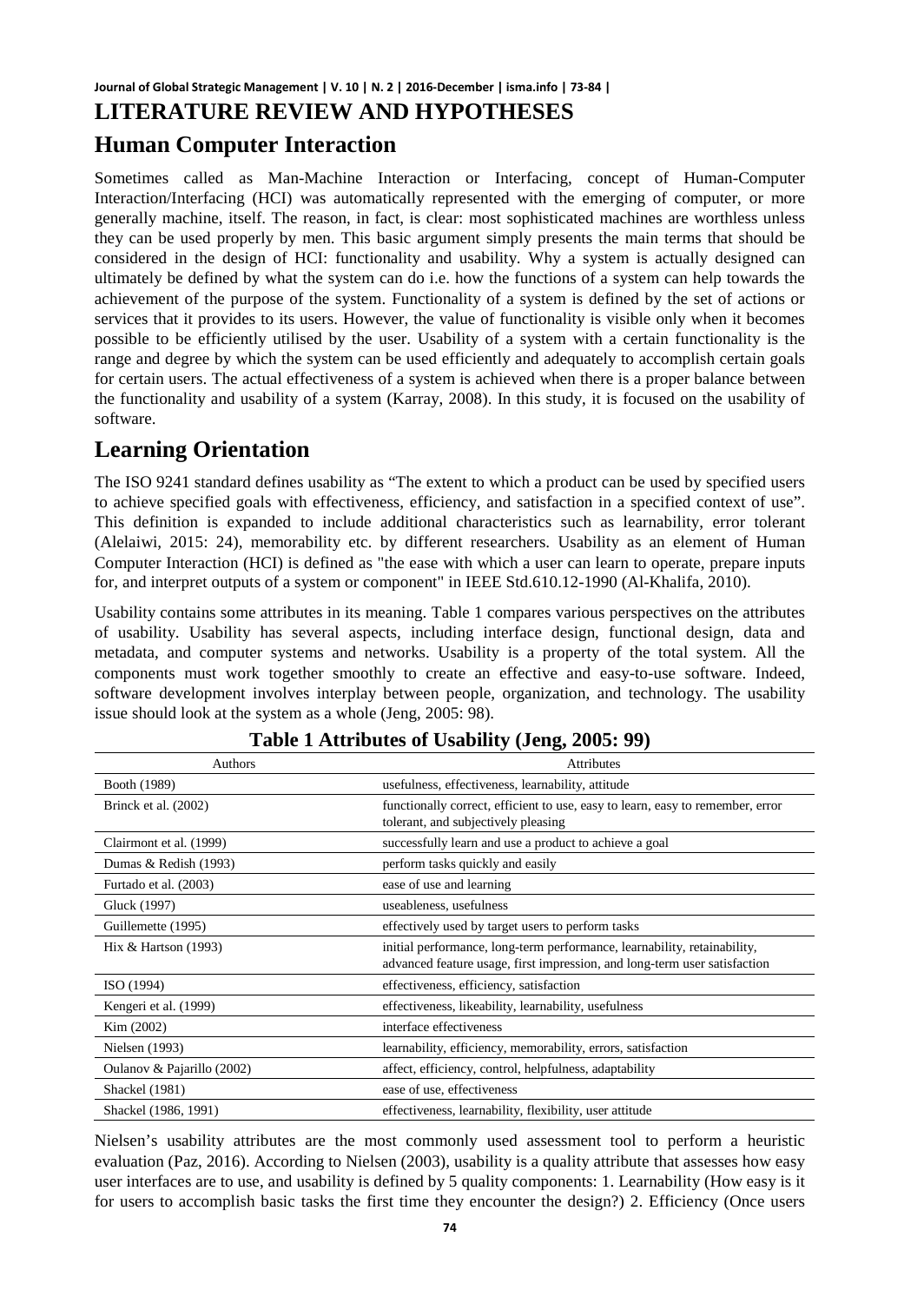# LITERATURE REVIEW AND HYPOTHESES

## Human Computer Interaction

Sometimes called as Man-Machine Interaction or Interfacing, concept of Human-Computer Interaction/Interfacing (HCI) was automatically represented with the emerging of computer, or more generally machine, itself. The reason, in fact, is clear: most sophisticated machines are worthless unless they can be used properly by men. This basic argument simply presents the main terms that should be considered in the design of HCI: functionality and usability. Why a system is actually designed can ultimately be defined by what the system can do i.e. how the functions of a system can help towards the achievement of the purpose of the system. Functionality of a system is defined by the set of actions or services that it provides to its users. However, the value of functionality is visible only when it becomes possible to be efficiently utilised by the user. Usability of a system with a certain functionality is the range and degree by which the system can be used efficiently and adequately to accomplish certain goals for certain users. The actual effectiveness of a system is achieved when there is a proper balance between the functionality and usability of a system (Karray, 2008). In this study, it is focused on the usability of software.

## Learning Orientation

The ISO 9241 standard defines usability as "The extent to which a product can be used by specified users to achieve specified goals with effectiveness, efficiency, and satisfaction in a specified context of use". This definition is expanded to include additional characteristics such as learnability, error tolerant (Alelaiwi, 2015: 24), memorability etc. by different researchers. Usability as an element of Human Computer Interaction (HCI) is defined as "the ease with which a user can learn to operate, prepare inputs for, and interpret outputs of a system or component" in IEEE Std.610.12-1990 (Al-Khalifa, 2010).

Usability contains some attributes in its meaning. Table 1 compares various perspectives on the attributes of usability. Usability has several aspects, including interface design, functional design, data and metadata, and computer systems and networks. Usability is a property of the total system. All the components must work together smoothly to create an effective and easy-to-use software. Indeed, software development involves interplay between people, organization, and technology. The usability issue should look at the system as a whole (Jeng, 2005: 98).

**Table 1 Attributes of Usability (Jeng, 2005: 99)**

| Authors | Attributes |
|---|---|
| Booth (1989) | usefulness, effectiveness, learnability, attitude |
| Brinck et al. (2002) | functionally correct, efficient to use, easy to learn, easy to remember, error tolerant, and subjectively pleasing |
| Clairmont et al. (1999) | successfully learn and use a product to achieve a goal |
| Dumas & Redish (1993) | perform tasks quickly and easily |
| Furtado et al. (2003) | ease of use and learning |
| Gluck (1997) | useableness, usefulness |
| Guillemette (1995) | effectively used by target users to perform tasks |
| Hix & Hartson (1993) | initial performance, long-term performance, learnability, retainability, advanced feature usage, first impression, and long-term user satisfaction |
| ISO (1994) | effectiveness, efficiency, satisfaction |
| Kengeri et al. (1999) | effectiveness, likeability, learnability, usefulness |
| Kim (2002) | interface effectiveness |
| Nielsen (1993) | learnability, efficiency, memorability, errors, satisfaction |
| Oulanov & Pajarillo (2002) | affect, efficiency, control, helpfulness, adaptability |
| Shackel (1981) | ease of use, effectiveness |
| Shackel (1986, 1991) | effectiveness, learnability, flexibility, user attitude |

Nielsen's usability attributes are the most commonly used assessment tool to perform a heuristic evaluation (Paz, 2016). According to Nielsen (2003), usability is a quality attribute that assesses how easy user interfaces are to use, and usability is defined by 5 quality components: 1. Learnability (How easy is it for users to accomplish basic tasks the first time they encounter the design?) 2. Efficiency (Once users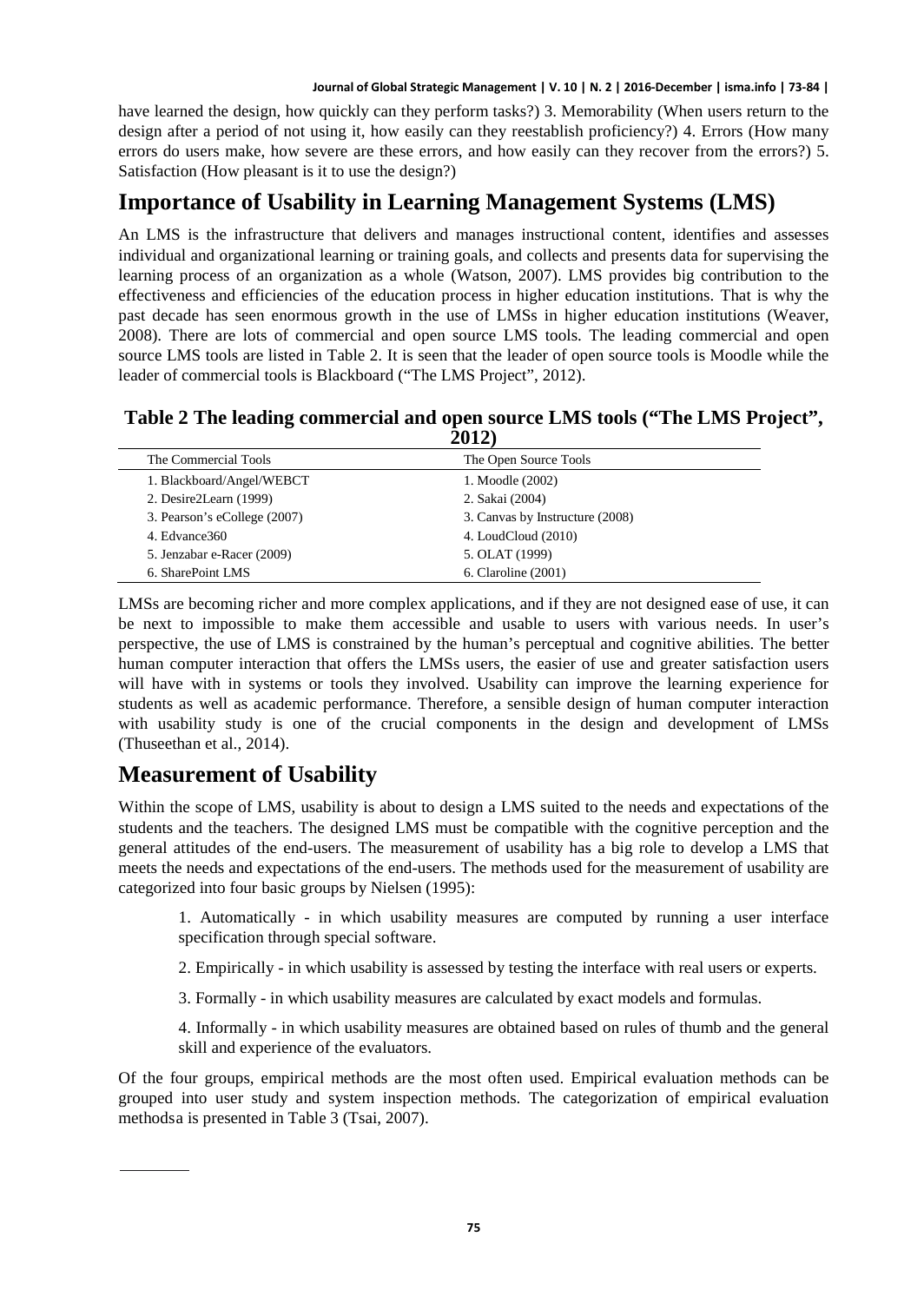have learned the design, how quickly can they perform tasks?) 3. Memorability (When users return to the design after a period of not using it, how easily can they reestablish proficiency?) 4. Errors (How many errors do users make, how severe are these errors, and how easily can they recover from the errors?) 5. Satisfaction (How pleasant is it to use the design?)

## Importance of Usability in Learning Management Systems (LMS)

An LMS is the infrastructure that delivers and manages instructional content, identifies and assesses individual and organizational learning or training goals, and collects and presents data for supervising the learning process of an organization as a whole (Watson, 2007). LMS provides big contribution to the effectiveness and efficiencies of the education process in higher education institutions. That is why the past decade has seen enormous growth in the use of LMSs in higher education institutions (Weaver, 2008). There are lots of commercial and open source LMS tools. The leading commercial and open source LMS tools are listed in Table 2. It is seen that the leader of open source tools is Moodle while the leader of commercial tools is Blackboard ("The LMS Project", 2012).

**Table 2 The leading commercial and open source LMS tools ("The LMS Project", 2012)**

| The Commercial Tools | The Open Source Tools |
|---|---|
| 1. Blackboard/Angel/WEBCT | 1. Moodle (2002) |
| 2. Desire2Learn (1999) | 2. Sakai (2004) |
| 3. Pearson's eCollege (2007) | 3. Canvas by Instructure (2008) |
| 4. Edvance360 | 4. LoudCloud (2010) |
| 5. Jenzabar e-Racer (2009) | 5. OLAT (1999) |
| 6. SharePoint LMS | 6. Claroline (2001) |

LMSs are becoming richer and more complex applications, and if they are not designed ease of use, it can be next to impossible to make them accessible and usable to users with various needs. In user's perspective, the use of LMS is constrained by the human's perceptual and cognitive abilities. The better human computer interaction that offers the LMSs users, the easier of use and greater satisfaction users will have with in systems or tools they involved. Usability can improve the learning experience for students as well as academic performance. Therefore, a sensible design of human computer interaction with usability study is one of the crucial components in the design and development of LMSs (Thuseethan et al., 2014).

## Measurement of Usability

Within the scope of LMS, usability is about to design a LMS suited to the needs and expectations of the students and the teachers. The designed LMS must be compatible with the cognitive perception and the general attitudes of the end-users. The measurement of usability has a big role to develop a LMS that meets the needs and expectations of the end-users. The methods used for the measurement of usability are categorized into four basic groups by Nielsen (1995):

1. Automatically - in which usability measures are computed by running a user interface specification through special software.

2. Empirically - in which usability is assessed by testing the interface with real users or experts.

3. Formally - in which usability measures are calculated by exact models and formulas.

4. Informally - in which usability measures are obtained based on rules of thumb and the general skill and experience of the evaluators.

Of the four groups, empirical methods are the most often used. Empirical evaluation methods can be grouped into user study and system inspection methods. The categorization of empirical evaluation methodsa is presented in Table 3 (Tsai, 2007).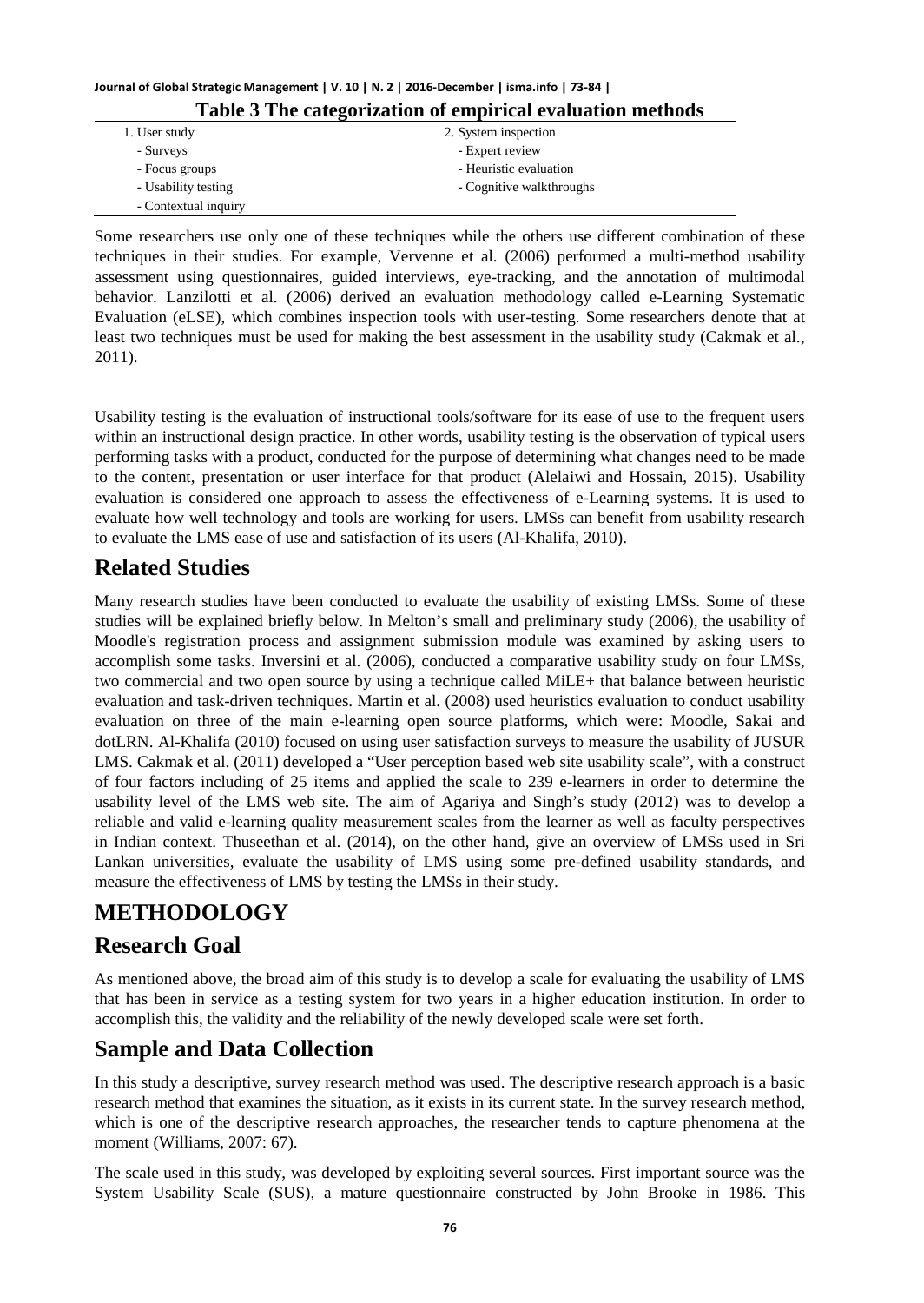**Table 3 The categorization of empirical evaluation methods**

| 1. User study | 2. System inspection |
|---|---|
| - Surveys | - Expert review |
| - Focus groups | - Heuristic evaluation |
| - Usability testing | - Cognitive walkthroughs |
| - Contextual inquiry | |

Some researchers use only one of these techniques while the others use different combination of these techniques in their studies. For example, Vervenne et al. (2006) performed a multi-method usability assessment using questionnaires, guided interviews, eye-tracking, and the annotation of multimodal behavior. Lanzilotti et al. (2006) derived an evaluation methodology called e-Learning Systematic Evaluation (eLSE), which combines inspection tools with user-testing. Some researchers denote that at least two techniques must be used for making the best assessment in the usability study (Cakmak et al., 2011).

Usability testing is the evaluation of instructional tools/software for its ease of use to the frequent users within an instructional design practice. In other words, usability testing is the observation of typical users performing tasks with a product, conducted for the purpose of determining what changes need to be made to the content, presentation or user interface for that product (Alelaiwi and Hossain, 2015). Usability evaluation is considered one approach to assess the effectiveness of e-Learning systems. It is used to evaluate how well technology and tools are working for users. LMSs can benefit from usability research to evaluate the LMS ease of use and satisfaction of its users (Al-Khalifa, 2010).

## Related Studies

Many research studies have been conducted to evaluate the usability of existing LMSs. Some of these studies will be explained briefly below. In Melton's small and preliminary study (2006), the usability of Moodle's registration process and assignment submission module was examined by asking users to accomplish some tasks. Inversini et al. (2006), conducted a comparative usability study on four LMSs, two commercial and two open source by using a technique called MiLE+ that balance between heuristic evaluation and task-driven techniques. Martin et al. (2008) used heuristics evaluation to conduct usability evaluation on three of the main e-learning open source platforms, which were: Moodle, Sakai and dotLRN. Al-Khalifa (2010) focused on using user satisfaction surveys to measure the usability of JUSUR LMS. Cakmak et al. (2011) developed a "User perception based web site usability scale", with a construct of four factors including of 25 items and applied the scale to 239 e-learners in order to determine the usability level of the LMS web site. The aim of Agariya and Singh's study (2012) was to develop a reliable and valid e-learning quality measurement scales from the learner as well as faculty perspectives in Indian context. Thuseethan et al. (2014), on the other hand, give an overview of LMSs used in Sri Lankan universities, evaluate the usability of LMS using some pre-defined usability standards, and measure the effectiveness of LMS by testing the LMSs in their study.

# METHODOLOGY

## Research Goal

As mentioned above, the broad aim of this study is to develop a scale for evaluating the usability of LMS that has been in service as a testing system for two years in a higher education institution. In order to accomplish this, the validity and the reliability of the newly developed scale were set forth.

## Sample and Data Collection

In this study a descriptive, survey research method was used. The descriptive research approach is a basic research method that examines the situation, as it exists in its current state. In the survey research method, which is one of the descriptive research approaches, the researcher tends to capture phenomena at the moment (Williams, 2007: 67).

The scale used in this study, was developed by exploiting several sources. First important source was the System Usability Scale (SUS), a mature questionnaire constructed by John Brooke in 1986. This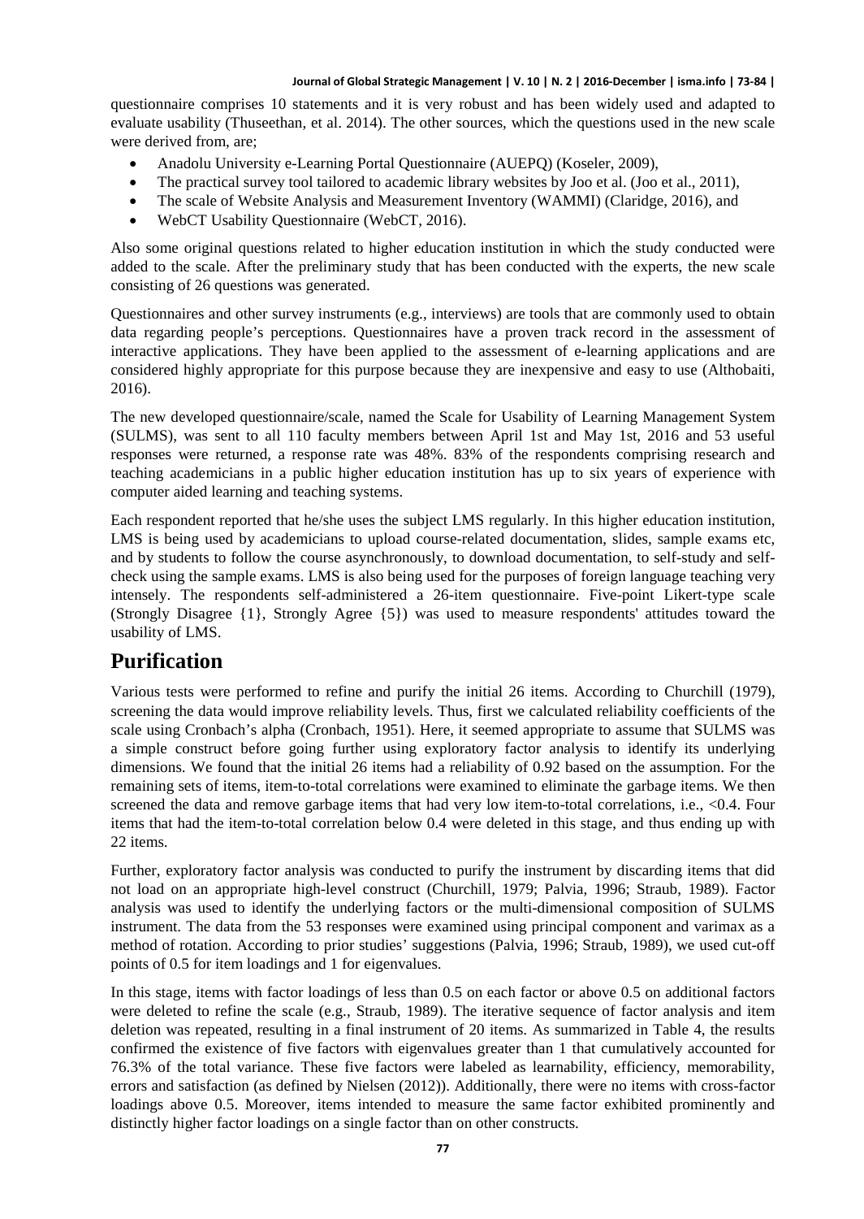questionnaire comprises 10 statements and it is very robust and has been widely used and adapted to evaluate usability (Thuseethan, et al. 2014). The other sources, which the questions used in the new scale were derived from, are;

- Anadolu University e-Learning Portal Questionnaire (AUEPQ) (Koseler, 2009),
- The practical survey tool tailored to academic library websites by Joo et al. (Joo et al., 2011),
- The scale of Website Analysis and Measurement Inventory (WAMMI) (Claridge, 2016), and
- WebCT Usability Questionnaire (WebCT, 2016).

Also some original questions related to higher education institution in which the study conducted were added to the scale. After the preliminary study that has been conducted with the experts, the new scale consisting of 26 questions was generated.

Questionnaires and other survey instruments (e.g., interviews) are tools that are commonly used to obtain data regarding people's perceptions. Questionnaires have a proven track record in the assessment of interactive applications. They have been applied to the assessment of e-learning applications and are considered highly appropriate for this purpose because they are inexpensive and easy to use (Althobaiti, 2016).

The new developed questionnaire/scale, named the Scale for Usability of Learning Management System (SULMS), was sent to all 110 faculty members between April 1st and May 1st, 2016 and 53 useful responses were returned, a response rate was 48%. 83% of the respondents comprising research and teaching academicians in a public higher education institution has up to six years of experience with computer aided learning and teaching systems.

Each respondent reported that he/she uses the subject LMS regularly. In this higher education institution, LMS is being used by academicians to upload course-related documentation, slides, sample exams etc, and by students to follow the course asynchronously, to download documentation, to self-study and self-check using the sample exams. LMS is also being used for the purposes of foreign language teaching very intensely. The respondents self-administered a 26-item questionnaire. Five-point Likert-type scale (Strongly Disagree {1}, Strongly Agree {5}) was used to measure respondents' attitudes toward the usability of LMS.

# Purification

Various tests were performed to refine and purify the initial 26 items. According to Churchill (1979), screening the data would improve reliability levels. Thus, first we calculated reliability coefficients of the scale using Cronbach's alpha (Cronbach, 1951). Here, it seemed appropriate to assume that SULMS was a simple construct before going further using exploratory factor analysis to identify its underlying dimensions. We found that the initial 26 items had a reliability of 0.92 based on the assumption. For the remaining sets of items, item-to-total correlations were examined to eliminate the garbage items. We then screened the data and remove garbage items that had very low item-to-total correlations, i.e., <0.4. Four items that had the item-to-total correlation below 0.4 were deleted in this stage, and thus ending up with 22 items.

Further, exploratory factor analysis was conducted to purify the instrument by discarding items that did not load on an appropriate high-level construct (Churchill, 1979; Palvia, 1996; Straub, 1989). Factor analysis was used to identify the underlying factors or the multi-dimensional composition of SULMS instrument. The data from the 53 responses were examined using principal component and varimax as a method of rotation. According to prior studies' suggestions (Palvia, 1996; Straub, 1989), we used cut-off points of 0.5 for item loadings and 1 for eigenvalues.

In this stage, items with factor loadings of less than 0.5 on each factor or above 0.5 on additional factors were deleted to refine the scale (e.g., Straub, 1989). The iterative sequence of factor analysis and item deletion was repeated, resulting in a final instrument of 20 items. As summarized in Table 4, the results confirmed the existence of five factors with eigenvalues greater than 1 that cumulatively accounted for 76.3% of the total variance. These five factors were labeled as learnability, efficiency, memorability, errors and satisfaction (as defined by Nielsen (2012)). Additionally, there were no items with cross-factor loadings above 0.5. Moreover, items intended to measure the same factor exhibited prominently and distinctly higher factor loadings on a single factor than on other constructs.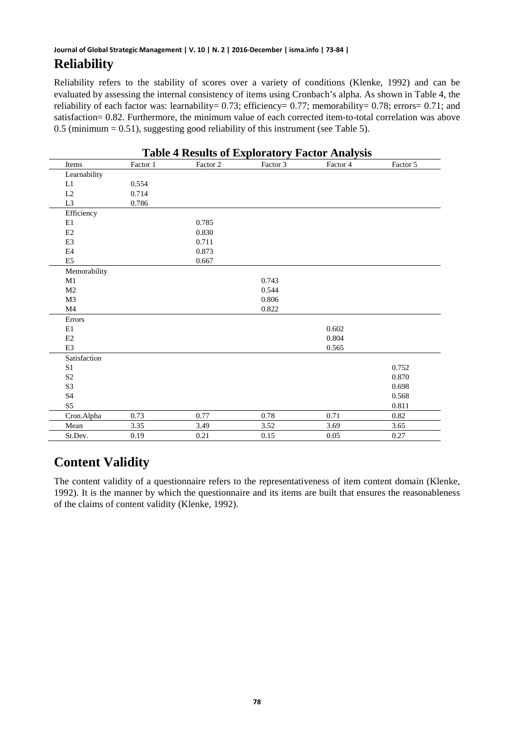## Reliability

Reliability refers to the stability of scores over a variety of conditions (Klenke, 1992) and can be evaluated by assessing the internal consistency of items using Cronbach's alpha. As shown in Table 4, the reliability of each factor was: learnability= 0.73; efficiency= 0.77; memorability= 0.78; errors= 0.71; and satisfaction= 0.82. Furthermore, the minimum value of each corrected item-to-total correlation was above 0.5 (minimum = 0.51), suggesting good reliability of this instrument (see Table 5).

**Table 4 Results of Exploratory Factor Analysis**

| Items | Factor 1 | Factor 2 | Factor 3 | Factor 4 | Factor 5 |
|---|---|---|---|---|---|
| Learnability | | | | | |
| L1 | 0.554 | | | | |
| L2 | 0.714 | | | | |
| L3 | 0.786 | | | | |
| Efficiency | | | | | |
| E1 | | 0.785 | | | |
| E2 | | 0.830 | | | |
| E3 | | 0.711 | | | |
| E4 | | 0.873 | | | |
| E5 | | 0.667 | | | |
| Memorability | | | | | |
| M1 | | | 0.743 | | |
| M2 | | | 0.544 | | |
| M3 | | | 0.806 | | |
| M4 | | | 0.822 | | |
| Errors | | | | | |
| E1 | | | | 0.602 | |
| E2 | | | | 0.804 | |
| E3 | | | | 0.565 | |
| Satisfaction | | | | | |
| S1 | | | | | 0.752 |
| S2 | | | | | 0.870 |
| S3 | | | | | 0.698 |
| S4 | | | | | 0.568 |
| S5 | | | | | 0.811 |
| Cron.Alpha | 0.73 | 0.77 | 0.78 | 0.71 | 0.82 |
| Mean | 3.35 | 3.49 | 3.52 | 3.69 | 3.65 |
| St.Dev. | 0.19 | 0.21 | 0.15 | 0.05 | 0.27 |

## Content Validity

The content validity of a questionnaire refers to the representativeness of item content domain (Klenke, 1992). It is the manner by which the questionnaire and its items are built that ensures the reasonableness of the claims of content validity (Klenke, 1992).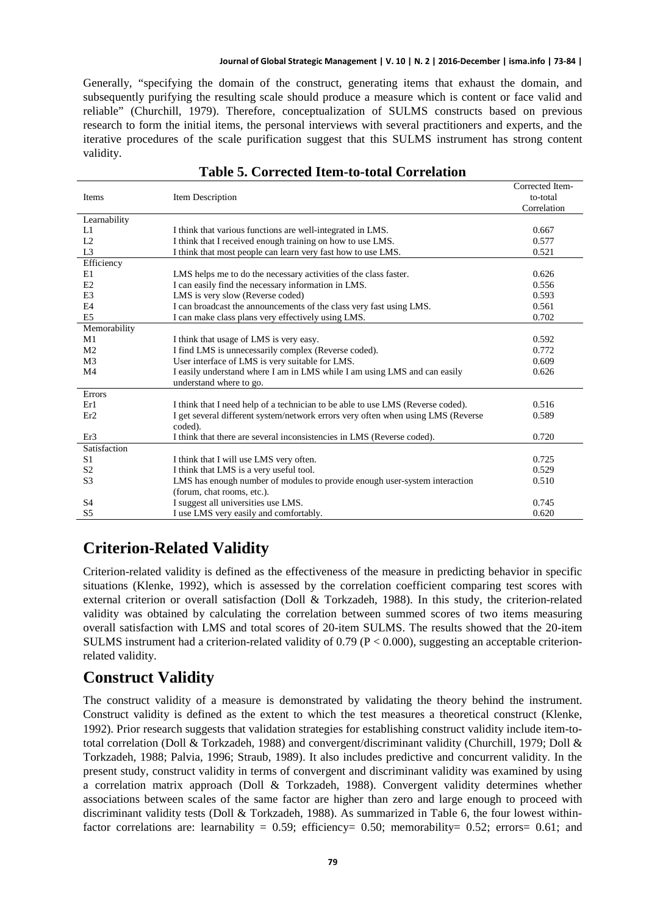Generally, "specifying the domain of the construct, generating items that exhaust the domain, and subsequently purifying the resulting scale should produce a measure which is content or face valid and reliable" (Churchill, 1979). Therefore, conceptualization of SULMS constructs based on previous research to form the initial items, the personal interviews with several practitioners and experts, and the iterative procedures of the scale purification suggest that this SULMS instrument has strong content validity.

**Table 5. Corrected Item-to-total Correlation**

| Items | Item Description | Corrected Item-to-total Correlation |
|---|---|---|
| Learnability | | |
| L1 | I think that various functions are well-integrated in LMS. | 0.667 |
| L2 | I think that I received enough training on how to use LMS. | 0.577 |
| L3 | I think that most people can learn very fast how to use LMS. | 0.521 |
| Efficiency | | |
| E1 | LMS helps me to do the necessary activities of the class faster. | 0.626 |
| E2 | I can easily find the necessary information in LMS. | 0.556 |
| E3 | LMS is very slow (Reverse coded) | 0.593 |
| E4 | I can broadcast the announcements of the class very fast using LMS. | 0.561 |
| E5 | I can make class plans very effectively using LMS. | 0.702 |
| Memorability | | |
| M1 | I think that usage of LMS is very easy. | 0.592 |
| M2 | I find LMS is unnecessarily complex (Reverse coded). | 0.772 |
| M3 | User interface of LMS is very suitable for LMS. | 0.609 |
| M4 | I easily understand where I am in LMS while I am using LMS and can easily understand where to go. | 0.626 |
| Errors | | |
| Er1 | I think that I need help of a technician to be able to use LMS (Reverse coded). | 0.516 |
| Er2 | I get several different system/network errors very often when using LMS (Reverse coded). | 0.589 |
| Er3 | I think that there are several inconsistencies in LMS (Reverse coded). | 0.720 |
| Satisfaction | | |
| S1 | I think that I will use LMS very often. | 0.725 |
| S2 | I think that LMS is a very useful tool. | 0.529 |
| S3 | LMS has enough number of modules to provide enough user-system interaction (forum, chat rooms, etc.). | 0.510 |
| S4 | I suggest all universities use LMS. | 0.745 |
| S5 | I use LMS very easily and comfortably. | 0.620 |

## Criterion-Related Validity

Criterion-related validity is defined as the effectiveness of the measure in predicting behavior in specific situations (Klenke, 1992), which is assessed by the correlation coefficient comparing test scores with external criterion or overall satisfaction (Doll & Torkzadeh, 1988). In this study, the criterion-related validity was obtained by calculating the correlation between summed scores of two items measuring overall satisfaction with LMS and total scores of 20-item SULMS. The results showed that the 20-item SULMS instrument had a criterion-related validity of 0.79 ($P < 0.000$), suggesting an acceptable criterion-related validity.

## Construct Validity

The construct validity of a measure is demonstrated by validating the theory behind the instrument. Construct validity is defined as the extent to which the test measures a theoretical construct (Klenke, 1992). Prior research suggests that validation strategies for establishing construct validity include item-to-total correlation (Doll & Torkzadeh, 1988) and convergent/discriminant validity (Churchill, 1979; Doll & Torkzadeh, 1988; Palvia, 1996; Straub, 1989). It also includes predictive and concurrent validity. In the present study, construct validity in terms of convergent and discriminant validity was examined by using a correlation matrix approach (Doll & Torkzadeh, 1988). Convergent validity determines whether associations between scales of the same factor are higher than zero and large enough to proceed with discriminant validity tests (Doll & Torkzadeh, 1988). As summarized in Table 6, the four lowest within-factor correlations are: learnability = 0.59; efficiency= 0.50; memorability= 0.52; errors= 0.61; and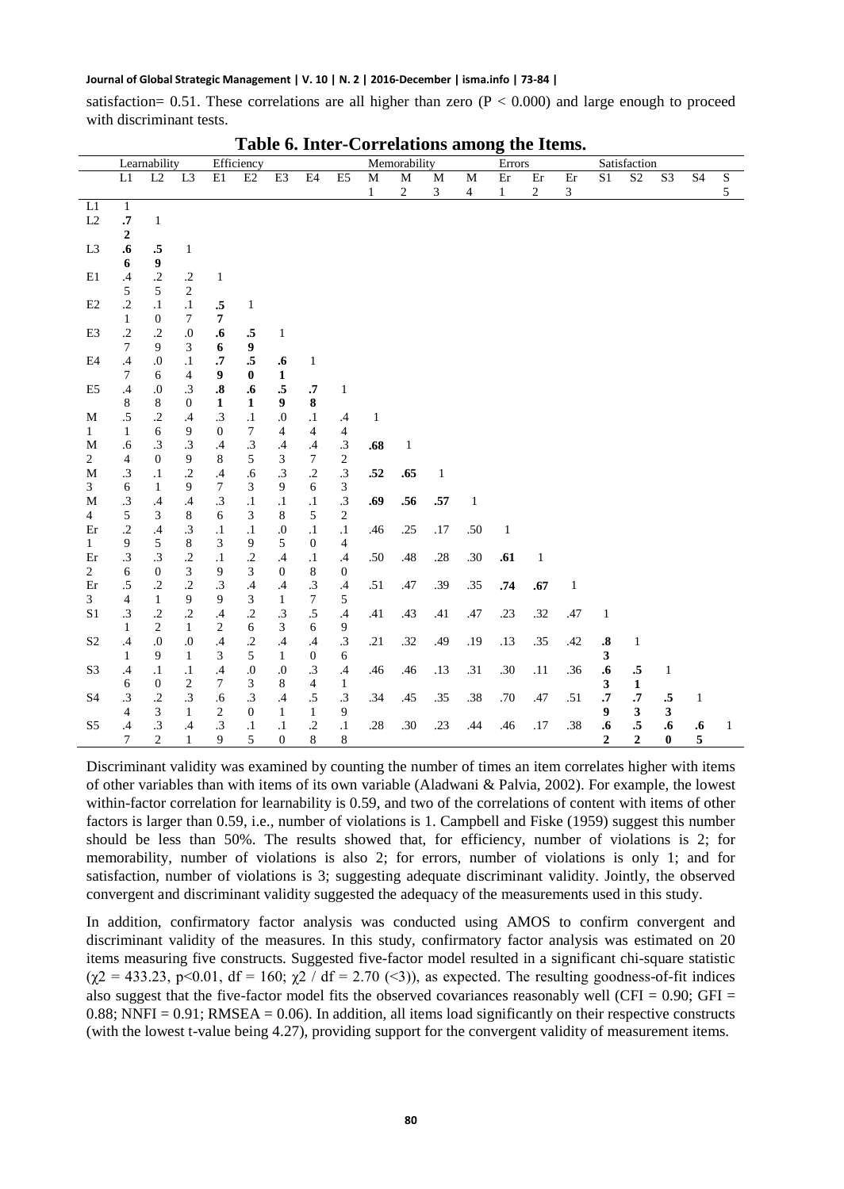satisfaction= 0.51. These correlations are all higher than zero (P < 0.000) and large enough to proceed with discriminant tests.

**Table 6. Inter-Correlations among the Items.**

| | Learnability | | | Efficiency | | | | | Memorability | | | | Errors | | | Satisfaction | | | | |
|---|---|---|---|---|---|---|---|---|---|---|---|---|---|---|---|---|---|---|---|---|
| | L1 | L2 | L3 | E1 | E2 | E3 | E4 | E5 | M1 | M2 | M3 | M4 | Er1 | Er2 | Er3 | S1 | S2 | S3 | S4 | S5 |
| L1 | 1 | | | | | | | | | | | | | | | | | | | |
| L2 | **.72** | 1 | | | | | | | | | | | | | | | | | | |
| L3 | **.66** | **.59** | 1 | | | | | | | | | | | | | | | | | |
| E1 | .45 | .25 | .22 | 1 | | | | | | | | | | | | | | | | |
| E2 | .21 | .10 | .17 | **.57** | 1 | | | | | | | | | | | | | | | |
| E3 | .27 | .29 | .03 | **.66** | **.59** | 1 | | | | | | | | | | | | | | |
| E4 | .47 | .06 | .14 | **.79** | **.50** | **.61** | 1 | | | | | | | | | | | | | |
| E5 | .48 | .08 | .30 | **.81** | **.61** | **.59** | **.78** | 1 | | | | | | | | | | | | |
| M1 | .51 | .26 | .49 | .30 | .17 | .04 | .14 | .44 | 1 | | | | | | | | | | | |
| M2 | .64 | .30 | .39 | .48 | .35 | .43 | .47 | .32 | **.68** | 1 | | | | | | | | | | |
| M3 | .36 | .11 | .29 | .47 | .63 | .39 | .26 | .33 | **.52** | **.65** | 1 | | | | | | | | | |
| M4 | .35 | .43 | .48 | .36 | .13 | .18 | .15 | .32 | **.69** | **.56** | **.57** | 1 | | | | | | | | |
| Er1 | .29 | .45 | .38 | .13 | .19 | .05 | .10 | .14 | .46 | .25 | .17 | .50 | 1 | | | | | | | |
| Er2 | .36 | .30 | .23 | .19 | .23 | .40 | .18 | .40 | .50 | .48 | .28 | .30 | **.61** | 1 | | | | | | |
| Er3 | .54 | .21 | .29 | .39 | .43 | .41 | .37 | .45 | .51 | .47 | .39 | .35 | **.74** | **.67** | 1 | | | | | |
| S1 | .31 | .22 | .21 | .42 | .26 | .33 | .56 | .49 | .41 | .43 | .41 | .47 | .23 | .32 | .47 | 1 | | | | |
| S2 | .41 | .09 | .01 | .43 | .25 | .41 | .40 | .36 | .21 | .32 | .49 | .19 | .13 | .35 | .42 | **.83** | 1 | | | |
| S3 | .46 | .10 | .12 | .47 | .03 | .08 | .34 | .41 | .46 | .46 | .13 | .31 | .30 | .11 | .36 | **.63** | **.51** | 1 | | |
| S4 | .34 | .23 | .31 | .62 | .30 | .41 | .51 | .39 | .34 | .45 | .35 | .38 | .70 | .47 | .51 | **.79** | **.73** | **.53** | 1 | |
| S5 | .47 | .32 | .41 | .39 | .15 | .10 | .28 | .18 | .28 | .30 | .23 | .44 | .46 | .17 | .38 | **.62** | **.52** | **.60** | **.65** | 1 |

Discriminant validity was examined by counting the number of times an item correlates higher with items of other variables than with items of its own variable (Aladwani & Palvia, 2002). For example, the lowest within-factor correlation for learnability is 0.59, and two of the correlations of content with items of other factors is larger than 0.59, i.e., number of violations is 1. Campbell and Fiske (1959) suggest this number should be less than 50%. The results showed that, for efficiency, number of violations is 2; for memorability, number of violations is also 2; for errors, number of violations is only 1; and for satisfaction, number of violations is 3; suggesting adequate discriminant validity. Jointly, the observed convergent and discriminant validity suggested the adequacy of the measurements used in this study.

In addition, confirmatory factor analysis was conducted using AMOS to confirm convergent and discriminant validity of the measures. In this study, confirmatory factor analysis was estimated on 20 items measuring five constructs. Suggested five-factor model resulted in a significant chi-square statistic ($\chi^2 = 433.23$, $p<0.01$, df = 160; $\chi^2$ / df = 2.70 (<3)), as expected. The resulting goodness-of-fit indices also suggest that the five-factor model fits the observed covariances reasonably well (CFI = 0.90; GFI = 0.88; NNFI = 0.91; RMSEA = 0.06). In addition, all items load significantly on their respective constructs (with the lowest t-value being 4.27), providing support for the convergent validity of measurement items.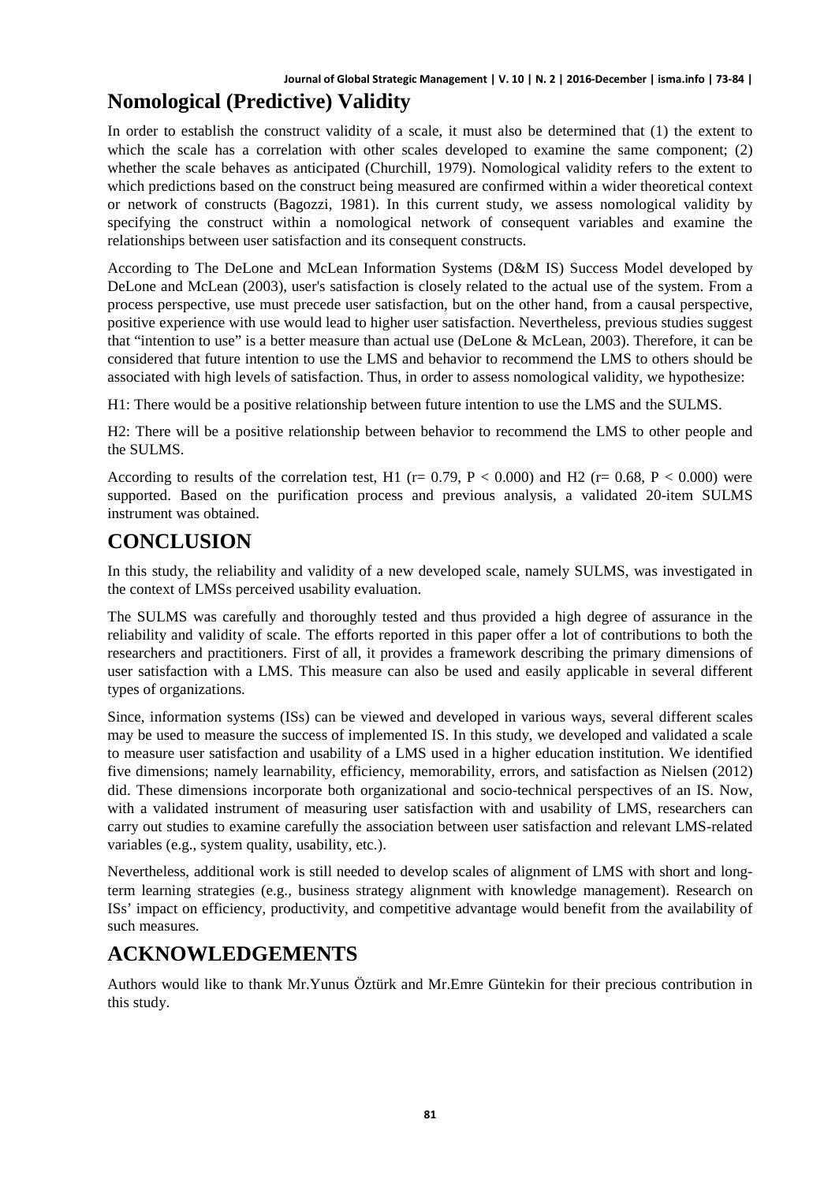## Nomological (Predictive) Validity

In order to establish the construct validity of a scale, it must also be determined that (1) the extent to which the scale has a correlation with other scales developed to examine the same component; (2) whether the scale behaves as anticipated (Churchill, 1979). Nomological validity refers to the extent to which predictions based on the construct being measured are confirmed within a wider theoretical context or network of constructs (Bagozzi, 1981). In this current study, we assess nomological validity by specifying the construct within a nomological network of consequent variables and examine the relationships between user satisfaction and its consequent constructs.

According to The DeLone and McLean Information Systems (D&M IS) Success Model developed by DeLone and McLean (2003), user's satisfaction is closely related to the actual use of the system. From a process perspective, use must precede user satisfaction, but on the other hand, from a causal perspective, positive experience with use would lead to higher user satisfaction. Nevertheless, previous studies suggest that "intention to use" is a better measure than actual use (DeLone & McLean, 2003). Therefore, it can be considered that future intention to use the LMS and behavior to recommend the LMS to others should be associated with high levels of satisfaction. Thus, in order to assess nomological validity, we hypothesize:

H1: There would be a positive relationship between future intention to use the LMS and the SULMS.

H2: There will be a positive relationship between behavior to recommend the LMS to other people and the SULMS.

According to results of the correlation test, H1 ($r = 0.79$, $P < 0.000$) and H2 ($r = 0.68$, $P < 0.000$) were supported. Based on the purification process and previous analysis, a validated 20-item SULMS instrument was obtained.

# CONCLUSION

In this study, the reliability and validity of a new developed scale, namely SULMS, was investigated in the context of LMSs perceived usability evaluation.

The SULMS was carefully and thoroughly tested and thus provided a high degree of assurance in the reliability and validity of scale. The efforts reported in this paper offer a lot of contributions to both the researchers and practitioners. First of all, it provides a framework describing the primary dimensions of user satisfaction with a LMS. This measure can also be used and easily applicable in several different types of organizations.

Since, information systems (ISs) can be viewed and developed in various ways, several different scales may be used to measure the success of implemented IS. In this study, we developed and validated a scale to measure user satisfaction and usability of a LMS used in a higher education institution. We identified five dimensions; namely learnability, efficiency, memorability, errors, and satisfaction as Nielsen (2012) did. These dimensions incorporate both organizational and socio-technical perspectives of an IS. Now, with a validated instrument of measuring user satisfaction with and usability of LMS, researchers can carry out studies to examine carefully the association between user satisfaction and relevant LMS-related variables (e.g., system quality, usability, etc.).

Nevertheless, additional work is still needed to develop scales of alignment of LMS with short and long-term learning strategies (e.g., business strategy alignment with knowledge management). Research on ISs' impact on efficiency, productivity, and competitive advantage would benefit from the availability of such measures.

# ACKNOWLEDGEMENTS

Authors would like to thank Mr.Yunus Öztürk and Mr.Emre Güntekin for their precious contribution in this study.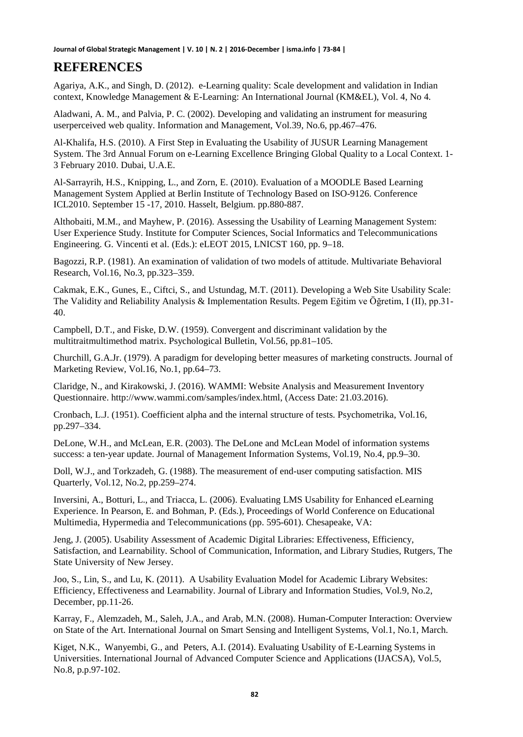## REFERENCES

Agariya, A.K., and Singh, D. (2012). e-Learning quality: Scale development and validation in Indian context, Knowledge Management & E-Learning: An International Journal (KM&EL), Vol. 4, No 4.

Aladwani, A. M., and Palvia, P. C. (2002). Developing and validating an instrument for measuring userperceived web quality. Information and Management, Vol.39, No.6, pp.467–476.

Al-Khalifa, H.S. (2010). A First Step in Evaluating the Usability of JUSUR Learning Management System. The 3rd Annual Forum on e-Learning Excellence Bringing Global Quality to a Local Context. 1-3 February 2010. Dubai, U.A.E.

Al-Sarrayrih, H.S., Knipping, L., and Zorn, E. (2010). Evaluation of a MOODLE Based Learning Management System Applied at Berlin Institute of Technology Based on ISO-9126. Conference ICL2010. September 15 -17, 2010. Hasselt, Belgium. pp.880-887.

Althobaiti, M.M., and Mayhew, P. (2016). Assessing the Usability of Learning Management System: User Experience Study. Institute for Computer Sciences, Social Informatics and Telecommunications Engineering. G. Vincenti et al. (Eds.): eLEOT 2015, LNICST 160, pp. 9–18.

Bagozzi, R.P. (1981). An examination of validation of two models of attitude. Multivariate Behavioral Research, Vol.16, No.3, pp.323–359.

Cakmak, E.K., Gunes, E., Ciftci, S., and Ustundag, M.T. (2011). Developing a Web Site Usability Scale: The Validity and Reliability Analysis & Implementation Results. Pegem Eğitim ve Öğretim, I (II), pp.31-40.

Campbell, D.T., and Fiske, D.W. (1959). Convergent and discriminant validation by the multitraitmultimethod matrix. Psychological Bulletin, Vol.56, pp.81–105.

Churchill, G.A.Jr. (1979). A paradigm for developing better measures of marketing constructs. Journal of Marketing Review, Vol.16, No.1, pp.64–73.

Claridge, N., and Kirakowski, J. (2016). WAMMI: Website Analysis and Measurement Inventory Questionnaire. http://www.wammi.com/samples/index.html, (Access Date: 21.03.2016).

Cronbach, L.J. (1951). Coefficient alpha and the internal structure of tests. Psychometrika, Vol.16, pp.297–334.

DeLone, W.H., and McLean, E.R. (2003). The DeLone and McLean Model of information systems success: a ten-year update. Journal of Management Information Systems, Vol.19, No.4, pp.9–30.

Doll, W.J., and Torkzadeh, G. (1988). The measurement of end-user computing satisfaction. MIS Quarterly, Vol.12, No.2, pp.259–274.

Inversini, A., Botturi, L., and Triacca, L. (2006). Evaluating LMS Usability for Enhanced eLearning Experience. In Pearson, E. and Bohman, P. (Eds.), Proceedings of World Conference on Educational Multimedia, Hypermedia and Telecommunications (pp. 595-601). Chesapeake, VA:

Jeng, J. (2005). Usability Assessment of Academic Digital Libraries: Effectiveness, Efficiency, Satisfaction, and Learnability. School of Communication, Information, and Library Studies, Rutgers, The State University of New Jersey.

Joo, S., Lin, S., and Lu, K. (2011). A Usability Evaluation Model for Academic Library Websites: Efficiency, Effectiveness and Learnability. Journal of Library and Information Studies, Vol.9, No.2, December, pp.11-26.

Karray, F., Alemzadeh, M., Saleh, J.A., and Arab, M.N. (2008). Human-Computer Interaction: Overview on State of the Art. International Journal on Smart Sensing and Intelligent Systems, Vol.1, No.1, March.

Kiget, N.K., Wanyembi, G., and Peters, A.I. (2014). Evaluating Usability of E-Learning Systems in Universities. International Journal of Advanced Computer Science and Applications (IJACSA), Vol.5, No.8, p.p.97-102.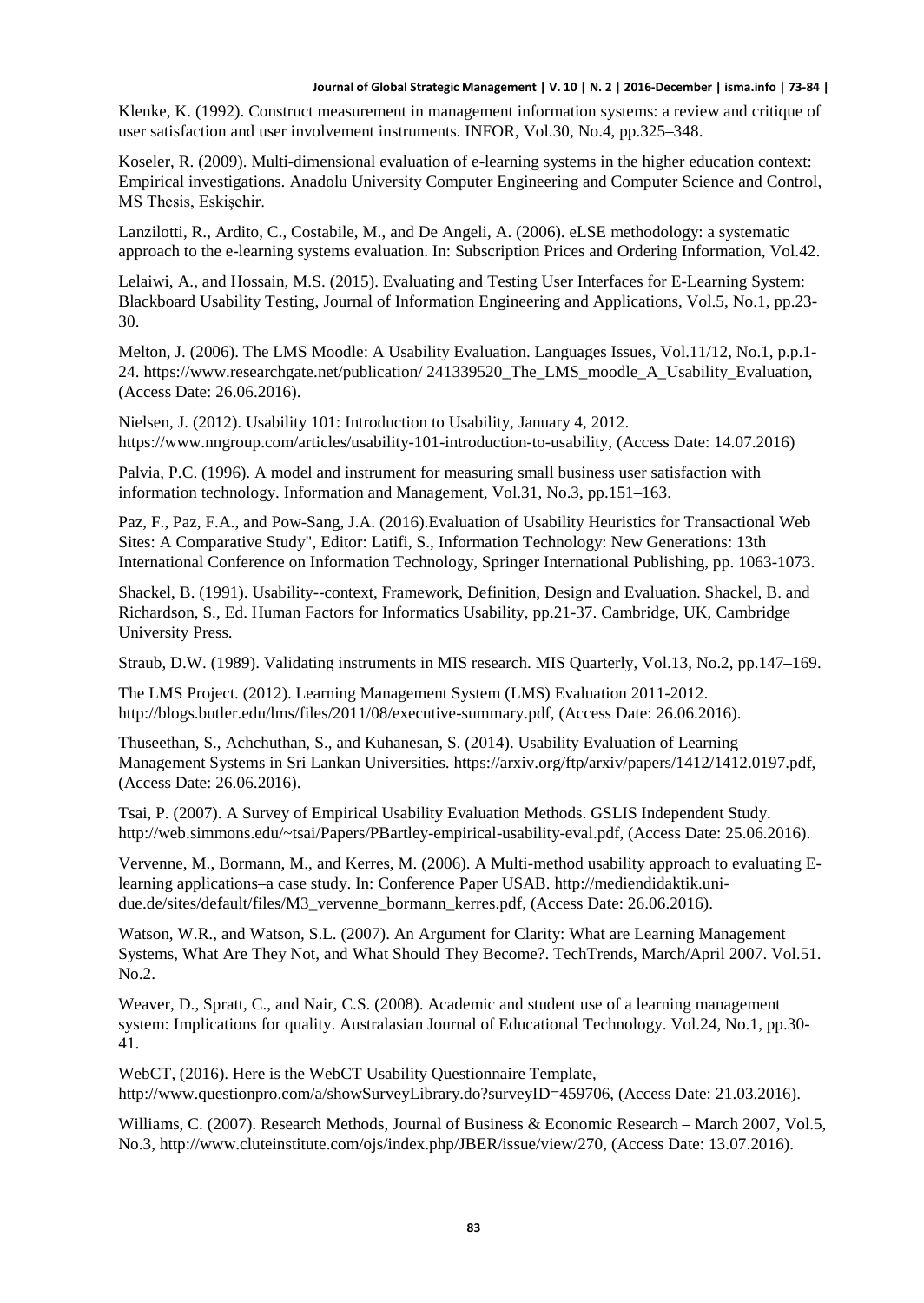Klenke, K. (1992). Construct measurement in management information systems: a review and critique of user satisfaction and user involvement instruments. INFOR, Vol.30, No.4, pp.325–348.

Koseler, R. (2009). Multi-dimensional evaluation of e-learning systems in the higher education context: Empirical investigations. Anadolu University Computer Engineering and Computer Science and Control, MS Thesis, Eskişehir.

Lanzilotti, R., Ardito, C., Costabile, M., and De Angeli, A. (2006). eLSE methodology: a systematic approach to the e-learning systems evaluation. In: Subscription Prices and Ordering Information, Vol.42.

Lelaiwi, A., and Hossain, M.S. (2015). Evaluating and Testing User Interfaces for E-Learning System: Blackboard Usability Testing, Journal of Information Engineering and Applications, Vol.5, No.1, pp.23-30.

Melton, J. (2006). The LMS Moodle: A Usability Evaluation. Languages Issues, Vol.11/12, No.1, p.p.1-24. https://www.researchgate.net/publication/ 241339520_The_LMS_moodle_A_Usability_Evaluation, (Access Date: 26.06.2016).

Nielsen, J. (2012). Usability 101: Introduction to Usability, January 4, 2012. https://www.nngroup.com/articles/usability-101-introduction-to-usability, (Access Date: 14.07.2016)

Palvia, P.C. (1996). A model and instrument for measuring small business user satisfaction with information technology. Information and Management, Vol.31, No.3, pp.151–163.

Paz, F., Paz, F.A., and Pow-Sang, J.A. (2016).Evaluation of Usability Heuristics for Transactional Web Sites: A Comparative Study", Editor: Latifi, S., Information Technology: New Generations: 13th International Conference on Information Technology, Springer International Publishing, pp. 1063-1073.

Shackel, B. (1991). Usability--context, Framework, Definition, Design and Evaluation. Shackel, B. and Richardson, S., Ed. Human Factors for Informatics Usability, pp.21-37. Cambridge, UK, Cambridge University Press.

Straub, D.W. (1989). Validating instruments in MIS research. MIS Quarterly, Vol.13, No.2, pp.147–169.

The LMS Project. (2012). Learning Management System (LMS) Evaluation 2011-2012. http://blogs.butler.edu/lms/files/2011/08/executive-summary.pdf, (Access Date: 26.06.2016).

Thuseethan, S., Achchuthan, S., and Kuhanesan, S. (2014). Usability Evaluation of Learning Management Systems in Sri Lankan Universities. https://arxiv.org/ftp/arxiv/papers/1412/1412.0197.pdf, (Access Date: 26.06.2016).

Tsai, P. (2007). A Survey of Empirical Usability Evaluation Methods. GSLIS Independent Study. http://web.simmons.edu/~tsai/Papers/PBartley-empirical-usability-eval.pdf, (Access Date: 25.06.2016).

Vervenne, M., Bormann, M., and Kerres, M. (2006). A Multi-method usability approach to evaluating E-learning applications–a case study. In: Conference Paper USAB. http://mediendidaktik.uni-due.de/sites/default/files/M3_vervenne_bormann_kerres.pdf, (Access Date: 26.06.2016).

Watson, W.R., and Watson, S.L. (2007). An Argument for Clarity: What are Learning Management Systems, What Are They Not, and What Should They Become?. TechTrends, March/April 2007. Vol.51. No.2.

Weaver, D., Spratt, C., and Nair, C.S. (2008). Academic and student use of a learning management system: Implications for quality. Australasian Journal of Educational Technology. Vol.24, No.1, pp.30-41.

WebCT, (2016). Here is the WebCT Usability Questionnaire Template, http://www.questionpro.com/a/showSurveyLibrary.do?surveyID=459706, (Access Date: 21.03.2016).

Williams, C. (2007). Research Methods, Journal of Business & Economic Research – March 2007, Vol.5, No.3, http://www.cluteinstitute.com/ojs/index.php/JBER/issue/view/270, (Access Date: 13.07.2016).